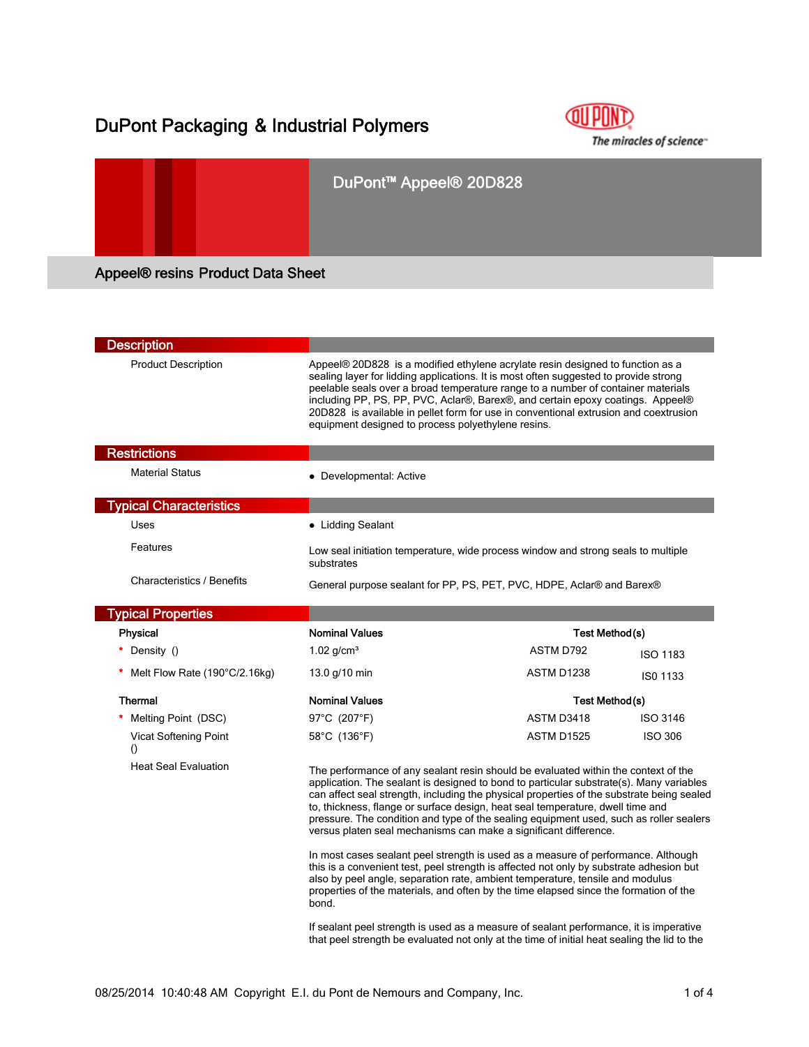DuPont Packaging & Industrial Polymers

# DuPont™ Appeel® 20D828

## Appeel® resins Product Data Sheet

### Description

**Product Description**

Appeel® 20D828 is a modified ethylene acrylate resin designed to function as a sealing layer for lidding applications. It is most often suggested to provide strong peelable seals over a broad temperature range to a number of container materials including PP, PS, PP, PVC, Aclar®, Barex®, and certain epoxy coatings. Appeel® 20D828 is available in pellet form for use in conventional extrusion and coextrusion equipment designed to process polyethylene resins.

### Restrictions

**Material Status**

- Developmental: Active

### Typical Characteristics

**Uses**

- Lidding Sealant

**Features**

Low seal initiation temperature, wide process window and strong seals to multiple substrates

**Characteristics / Benefits**

General purpose sealant for PP, PS, PET, PVC, HDPE, Aclar® and Barex®

### Typical Properties

| Physical | Nominal Values | Test Method(s) | |
|---|---|---|---|
| * Density () | 1.02 g/cm³ | ASTM D792 | ISO 1183 |
| * Melt Flow Rate (190°C/2.16kg) | 13.0 g/10 min | ASTM D1238 | IS0 1133 |

| Thermal | Nominal Values | Test Method(s) | |
|---|---|---|---|
| * Melting Point (DSC) | 97°C (207°F) | ASTM D3418 | ISO 3146 |
| Vicat Softening Point () | 58°C (136°F) | ASTM D1525 | ISO 306 |

**Heat Seal Evaluation**

The performance of any sealant resin should be evaluated within the context of the application. The sealant is designed to bond to particular substrate(s). Many variables can affect seal strength, including the physical properties of the substrate being sealed to, thickness, flange or surface design, heat seal temperature, dwell time and pressure. The condition and type of the sealing equipment used, such as roller sealers versus platen seal mechanisms can make a significant difference.

In most cases sealant peel strength is used as a measure of performance. Although this is a convenient test, peel strength is affected not only by substrate adhesion but also by peel angle, separation rate, ambient temperature, tensile and modulus properties of the materials, and often by the time elapsed since the formation of the bond.

If sealant peel strength is used as a measure of sealant performance, it is imperative that peel strength be evaluated not only at the time of initial heat sealing the lid to the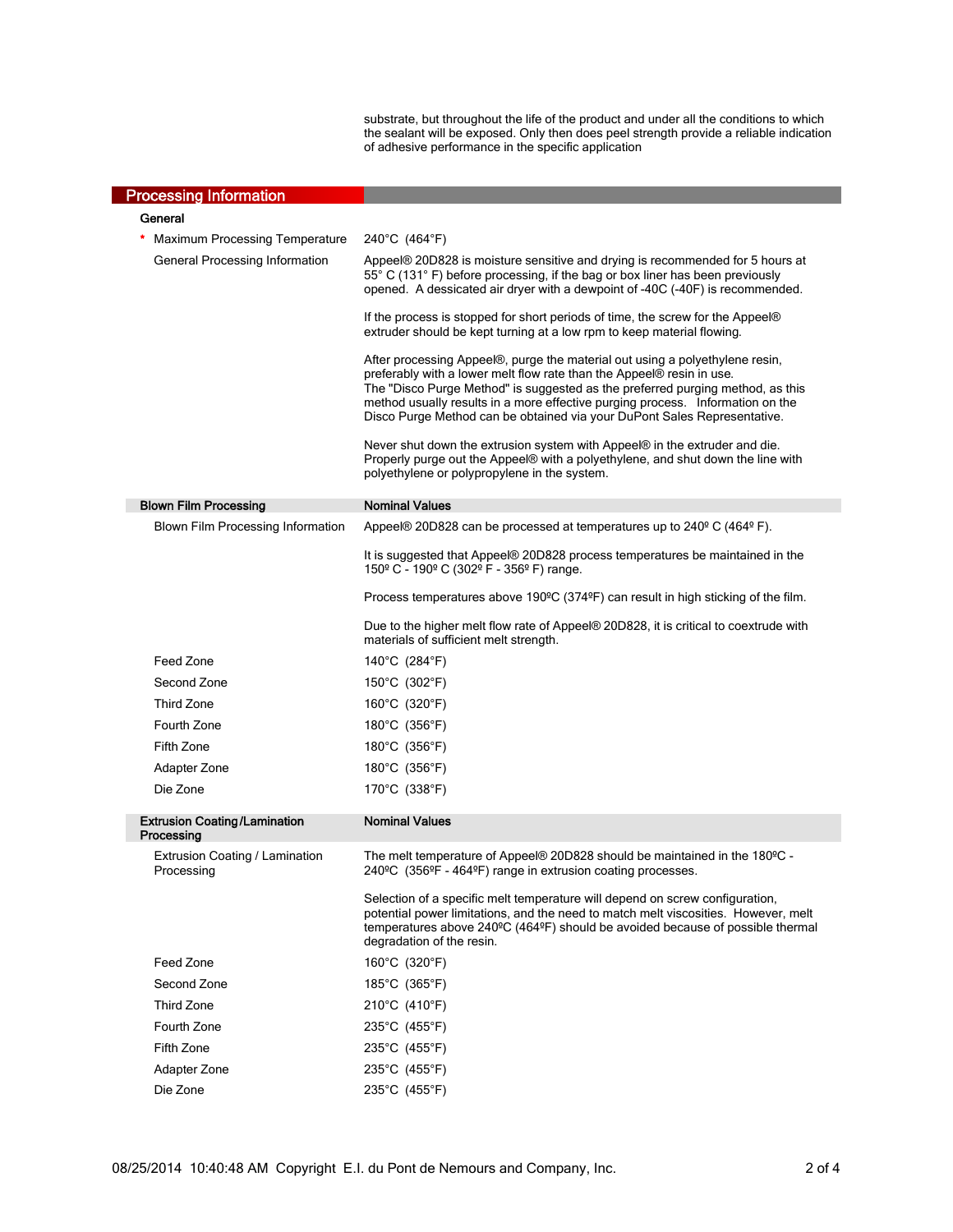substrate, but throughout the life of the product and under all the conditions to which the sealant will be exposed. Only then does peel strength provide a reliable indication of adhesive performance in the specific application

## Processing Information

### General

| | |
|---|---|
| * Maximum Processing Temperature | 240°C (464°F) |
| General Processing Information | Appeel® 20D828 is moisture sensitive and drying is recommended for 5 hours at 55° C (131° F) before processing, if the bag or box liner has been previously opened. A dessicated air dryer with a dewpoint of -40C (-40F) is recommended.<br><br>If the process is stopped for short periods of time, the screw for the Appeel® extruder should be kept turning at a low rpm to keep material flowing.<br><br>After processing Appeel®, purge the material out using a polyethylene resin, preferably with a lower melt flow rate than the Appeel® resin in use.<br>The "Disco Purge Method" is suggested as the preferred purging method, as this method usually results in a more effective purging process. Information on the Disco Purge Method can be obtained via your DuPont Sales Representative.<br><br>Never shut down the extrusion system with Appeel® in the extruder and die. Properly purge out the Appeel® with a polyethylene, and shut down the line with polyethylene or polypropylene in the system. |

### Blown Film Processing

| Blown Film Processing | Nominal Values |
|---|---|
| Blown Film Processing Information | Appeel® 20D828 can be processed at temperatures up to 240º C (464º F).<br><br>It is suggested that Appeel® 20D828 process temperatures be maintained in the 150º C - 190º C (302º F - 356º F) range.<br><br>Process temperatures above 190ºC (374ºF) can result in high sticking of the film.<br><br>Due to the higher melt flow rate of Appeel® 20D828, it is critical to coextrude with materials of sufficient melt strength. |
| Feed Zone | 140°C (284°F) |
| Second Zone | 150°C (302°F) |
| Third Zone | 160°C (320°F) |
| Fourth Zone | 180°C (356°F) |
| Fifth Zone | 180°C (356°F) |
| Adapter Zone | 180°C (356°F) |
| Die Zone | 170°C (338°F) |

### Extrusion Coating/Lamination Processing

| Extrusion Coating/Lamination Processing | Nominal Values |
|---|---|
| Extrusion Coating / Lamination Processing | The melt temperature of Appeel® 20D828 should be maintained in the 180ºC - 240ºC (356ºF - 464ºF) range in extrusion coating processes.<br><br>Selection of a specific melt temperature will depend on screw configuration, potential power limitations, and the need to match melt viscosities. However, melt temperatures above 240ºC (464ºF) should be avoided because of possible thermal degradation of the resin. |
| Feed Zone | 160°C (320°F) |
| Second Zone | 185°C (365°F) |
| Third Zone | 210°C (410°F) |
| Fourth Zone | 235°C (455°F) |
| Fifth Zone | 235°C (455°F) |
| Adapter Zone | 235°C (455°F) |
| Die Zone | 235°C (455°F) |

08/25/2014 10:40:48 AM Copyright E.I. du Pont de Nemours and Company, Inc.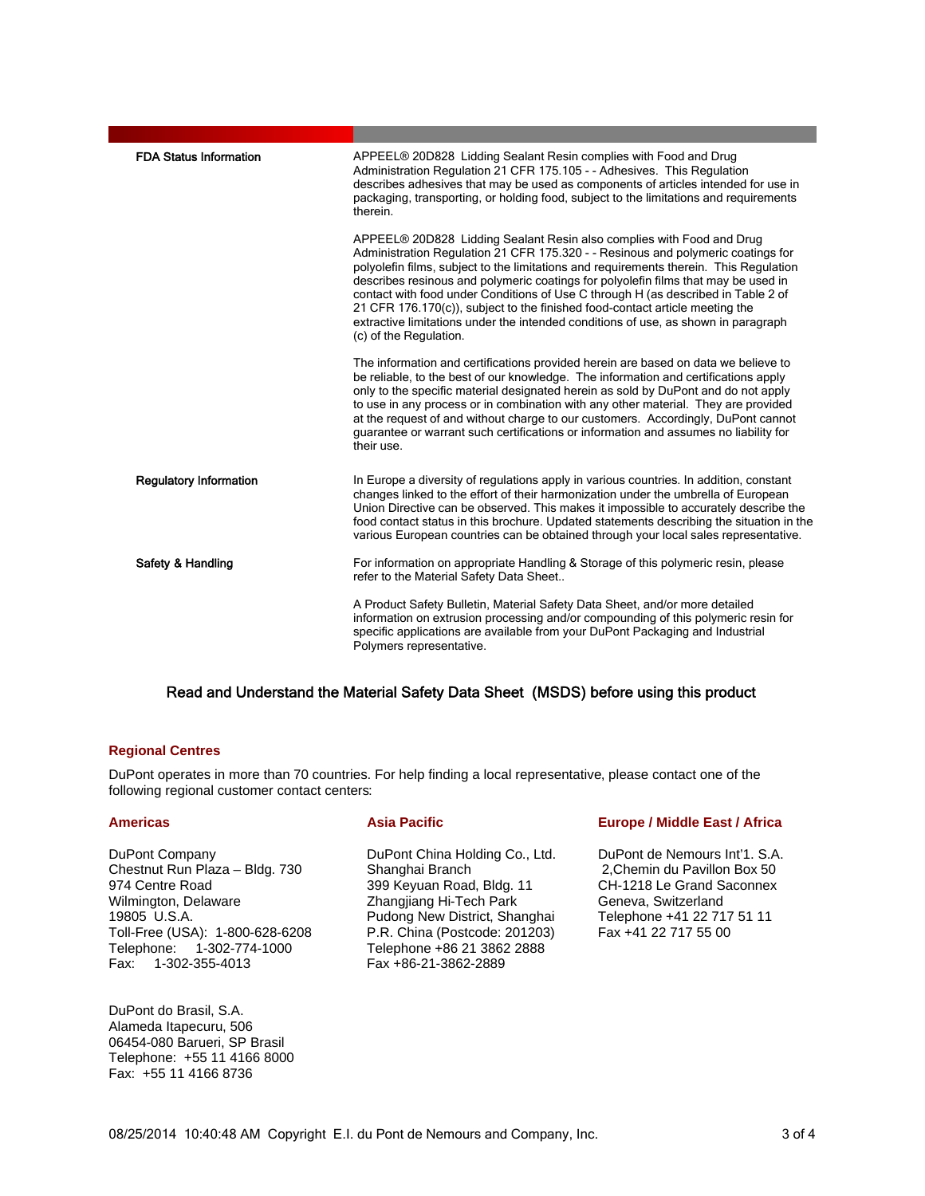| | |
|---|---|
| **FDA Status Information** | APPEEL® 20D828 Lidding Sealant Resin complies with Food and Drug Administration Regulation 21 CFR 175.105 - - Adhesives. This Regulation describes adhesives that may be used as components of articles intended for use in packaging, transporting, or holding food, subject to the limitations and requirements therein.<br><br>APPEEL® 20D828 Lidding Sealant Resin also complies with Food and Drug Administration Regulation 21 CFR 175.320 - - Resinous and polymeric coatings for polyolefin films, subject to the limitations and requirements therein. This Regulation describes resinous and polymeric coatings for polyolefin films that may be used in contact with food under Conditions of Use C through H (as described in Table 2 of 21 CFR 176.170(c)), subject to the finished food-contact article meeting the extractive limitations under the intended conditions of use, as shown in paragraph (c) of the Regulation.<br><br>The information and certifications provided herein are based on data we believe to be reliable, to the best of our knowledge. The information and certifications apply only to the specific material designated herein as sold by DuPont and do not apply to use in any process or in combination with any other material. They are provided at the request of and without charge to our customers. Accordingly, DuPont cannot guarantee or warrant such certifications or information and assumes no liability for their use. |
| **Regulatory Information** | In Europe a diversity of regulations apply in various countries. In addition, constant changes linked to the effort of their harmonization under the umbrella of European Union Directive can be observed. This makes it impossible to accurately describe the food contact status in this brochure. Updated statements describing the situation in the various European countries can be obtained through your local sales representative. |
| **Safety & Handling** | For information on appropriate Handling & Storage of this polymeric resin, please refer to the Material Safety Data Sheet..<br><br>A Product Safety Bulletin, Material Safety Data Sheet, and/or more detailed information on extrusion processing and/or compounding of this polymeric resin for specific applications are available from your DuPont Packaging and Industrial Polymers representative. |

**Read and Understand the Material Safety Data Sheet (MSDS) before using this product**

## Regional Centres

DuPont operates in more than 70 countries. For help finding a local representative, please contact one of the following regional customer contact centers:

### Americas

DuPont Company
Chestnut Run Plaza – Bldg. 730
974 Centre Road
Wilmington, Delaware
19805 U.S.A.
Toll-Free (USA): 1-800-628-6208
Telephone: 1-302-774-1000
Fax: 1-302-355-4013

DuPont do Brasil, S.A.
Alameda Itapecuru, 506
06454-080 Barueri, SP Brasil
Telephone: +55 11 4166 8000
Fax: +55 11 4166 8736

### Asia Pacific

DuPont China Holding Co., Ltd.
Shanghai Branch
399 Keyuan Road, Bldg. 11
Zhangjiang Hi-Tech Park
Pudong New District, Shanghai
P.R. China (Postcode: 201203)
Telephone +86 21 3862 2888
Fax +86-21-3862-2889

### Europe / Middle East / Africa

DuPont de Nemours Int'1. S.A.
2,Chemin du Pavillon Box 50
CH-1218 Le Grand Saconnex
Geneva, Switzerland
Telephone +41 22 717 51 11
Fax +41 22 717 55 00

08/25/2014 10:40:48 AM Copyright E.I. du Pont de Nemours and Company, Inc.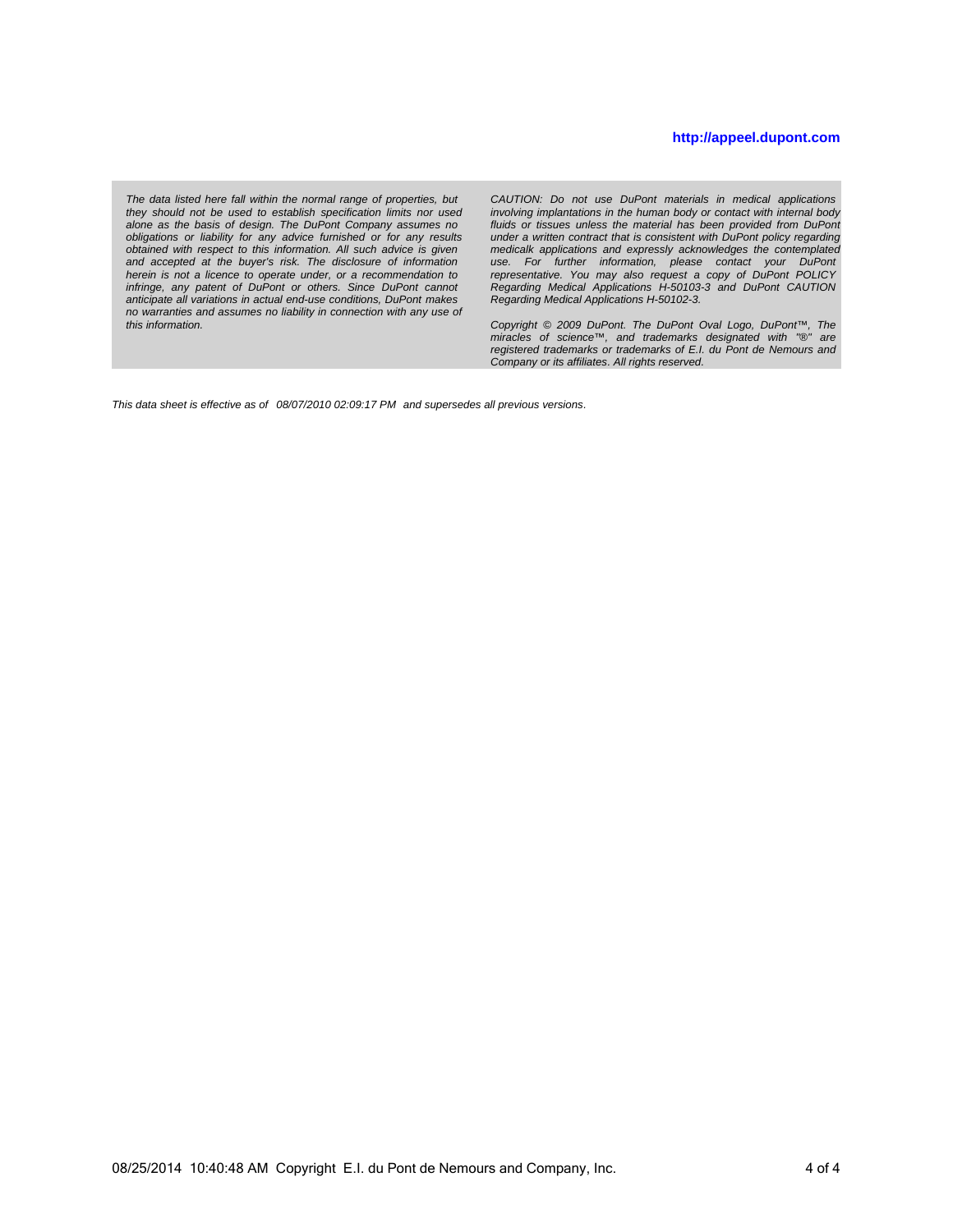http://appeel.dupont.com

*The data listed here fall within the normal range of properties, but they should not be used to establish specification limits nor used alone as the basis of design. The DuPont Company assumes no obligations or liability for any advice furnished or for any results obtained with respect to this information. All such advice is given and accepted at the buyer's risk. The disclosure of information herein is not a licence to operate under, or a recommendation to infringe, any patent of DuPont or others. Since DuPont cannot anticipate all variations in actual end-use conditions, DuPont makes no warranties and assumes no liability in connection with any use of this information.*

*CAUTION: Do not use DuPont materials in medical applications involving implantations in the human body or contact with internal body fluids or tissues unless the material has been provided from DuPont under a written contract that is consistent with DuPont policy regarding medicalk applications and expressly acknowledges the contemplated use. For further information, please contact your DuPont representative. You may also request a copy of DuPont POLICY Regarding Medical Applications H-50103-3 and DuPont CAUTION Regarding Medical Applications H-50102-3.*

*Copyright © 2009 DuPont. The DuPont Oval Logo, DuPont™, The miracles of science™, and trademarks designated with "®" are registered trademarks or trademarks of E.I. du Pont de Nemours and Company or its affiliates. All rights reserved.*

*This data sheet is effective as of 08/07/2010 02:09:17 PM and supersedes all previous versions.*

08/25/2014 10:40:48 AM Copyright E.I. du Pont de Nemours and Company, Inc.